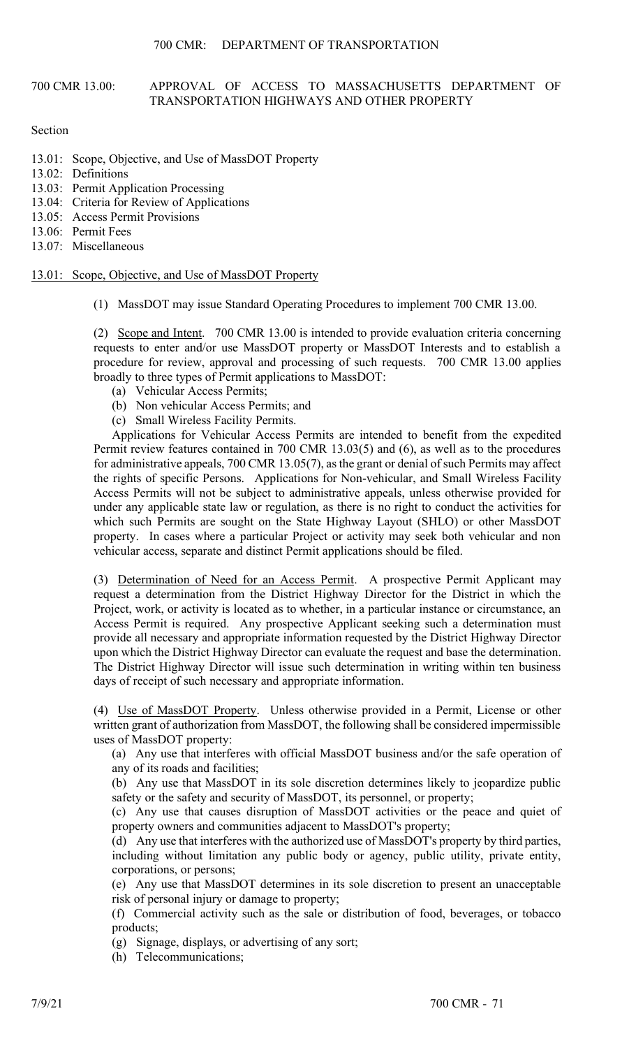# 700 CMR 13.00: APPROVAL OF ACCESS TO MASSACHUSETTS DEPARTMENT OF TRANSPORTATION HIGHWAYS AND OTHER PROPERTY

Section

- 13.01: Scope, Objective, and Use of MassDOT Property
- 13.02: Definitions
- 13.03: Permit Application Processing
- 13.04: Criteria for Review of Applications
- 13.05: Access Permit Provisions
- 13.06: Permit Fees
- 13.07: Miscellaneous

## 13.01: Scope, Objective, and Use of MassDOT Property

(1) MassDOT may issue Standard Operating Procedures to implement 700 CMR 13.00.

(2) Scope and Intent. 700 CMR 13.00 is intended to provide evaluation criteria concerning requests to enter and/or use MassDOT property or MassDOT Interests and to establish a procedure for review, approval and processing of such requests. 700 CMR 13.00 applies broadly to three types of Permit applications to MassDOT:

- (a) Vehicular Access Permits;
- (b) Non vehicular Access Permits; and
- (c) Small Wireless Facility Permits.

Applications for Vehicular Access Permits are intended to benefit from the expedited Permit review features contained in 700 CMR 13.03(5) and (6), as well as to the procedures for administrative appeals, 700 CMR 13.05(7), as the grant or denial of such Permits may affect the rights of specific Persons. Applications for Non-vehicular, and Small Wireless Facility Access Permits will not be subject to administrative appeals, unless otherwise provided for under any applicable state law or regulation, as there is no right to conduct the activities for which such Permits are sought on the State Highway Layout (SHLO) or other MassDOT property. In cases where a particular Project or activity may seek both vehicular and non vehicular access, separate and distinct Permit applications should be filed.

(3) Determination of Need for an Access Permit. A prospective Permit Applicant may request a determination from the District Highway Director for the District in which the Project, work, or activity is located as to whether, in a particular instance or circumstance, an Access Permit is required. Any prospective Applicant seeking such a determination must provide all necessary and appropriate information requested by the District Highway Director upon which the District Highway Director can evaluate the request and base the determination. The District Highway Director will issue such determination in writing within ten business days of receipt of such necessary and appropriate information.

(4) Use of MassDOT Property. Unless otherwise provided in a Permit, License or other written grant of authorization from MassDOT, the following shall be considered impermissible uses of MassDOT property:

- (a) Any use that interferes with official MassDOT business and/or the safe operation of any of its roads and facilities;
- (b) Any use that MassDOT in its sole discretion determines likely to jeopardize public safety or the safety and security of MassDOT, its personnel, or property;
- (c) Any use that causes disruption of MassDOT activities or the peace and quiet of property owners and communities adjacent to MassDOT's property;
- (d) Any use that interferes with the authorized use of MassDOT's property by third parties, including without limitation any public body or agency, public utility, private entity, corporations, or persons;
- (e) Any use that MassDOT determines in its sole discretion to present an unacceptable risk of personal injury or damage to property;
- (f) Commercial activity such as the sale or distribution of food, beverages, or tobacco products;
- (g) Signage, displays, or advertising of any sort;
- (h) Telecommunications;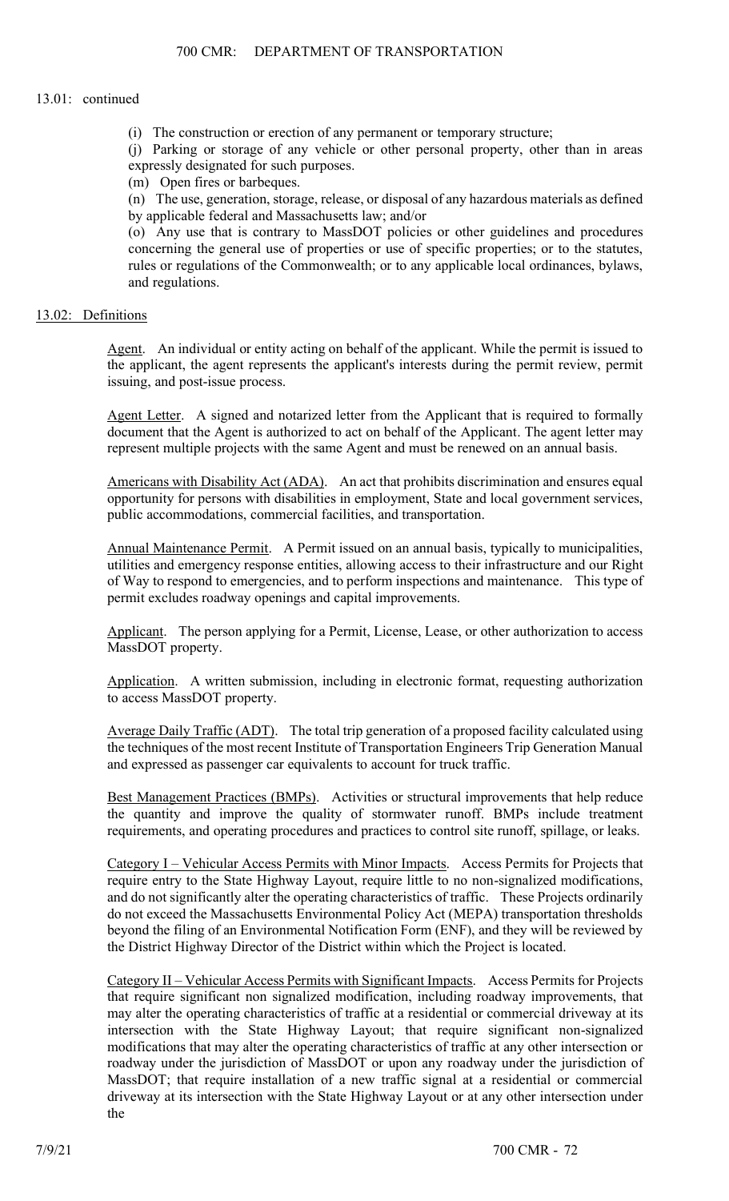13.01: continued

(i) The construction or erection of any permanent or temporary structure;

(j) Parking or storage of any vehicle or other personal property, other than in areas expressly designated for such purposes.

(m) Open fires or barbeques.

(n) The use, generation, storage, release, or disposal of any hazardous materials as defined by applicable federal and Massachusetts law; and/or

(o) Any use that is contrary to MassDOT policies or other guidelines and procedures concerning the general use of properties or use of specific properties; or to the statutes, rules or regulations of the Commonwealth; or to any applicable local ordinances, bylaws, and regulations.

## 13.02: Definitions

Agent. An individual or entity acting on behalf of the applicant. While the permit is issued to the applicant, the agent represents the applicant's interests during the permit review, permit issuing, and post-issue process.

Agent Letter. A signed and notarized letter from the Applicant that is required to formally document that the Agent is authorized to act on behalf of the Applicant. The agent letter may represent multiple projects with the same Agent and must be renewed on an annual basis.

Americans with Disability Act (ADA). An act that prohibits discrimination and ensures equal opportunity for persons with disabilities in employment, State and local government services, public accommodations, commercial facilities, and transportation.

Annual Maintenance Permit. A Permit issued on an annual basis, typically to municipalities, utilities and emergency response entities, allowing access to their infrastructure and our Right of Way to respond to emergencies, and to perform inspections and maintenance. This type of permit excludes roadway openings and capital improvements.

Applicant. The person applying for a Permit, License, Lease, or other authorization to access MassDOT property.

Application. A written submission, including in electronic format, requesting authorization to access MassDOT property.

Average Daily Traffic (ADT). The total trip generation of a proposed facility calculated using the techniques of the most recent Institute of Transportation Engineers Trip Generation Manual and expressed as passenger car equivalents to account for truck traffic.

Best Management Practices (BMPs). Activities or structural improvements that help reduce the quantity and improve the quality of stormwater runoff. BMPs include treatment requirements, and operating procedures and practices to control site runoff, spillage, or leaks.

Category I – Vehicular Access Permits with Minor Impacts. Access Permits for Projects that require entry to the State Highway Layout, require little to no non-signalized modifications, and do not significantly alter the operating characteristics of traffic. These Projects ordinarily do not exceed the Massachusetts Environmental Policy Act (MEPA) transportation thresholds beyond the filing of an Environmental Notification Form (ENF), and they will be reviewed by the District Highway Director of the District within which the Project is located.

Category II – Vehicular Access Permits with Significant Impacts. Access Permits for Projects that require significant non signalized modification, including roadway improvements, that may alter the operating characteristics of traffic at a residential or commercial driveway at its intersection with the State Highway Layout; that require significant non-signalized modifications that may alter the operating characteristics of traffic at any other intersection or roadway under the jurisdiction of MassDOT or upon any roadway under the jurisdiction of MassDOT; that require installation of a new traffic signal at a residential or commercial driveway at its intersection with the State Highway Layout or at any other intersection under the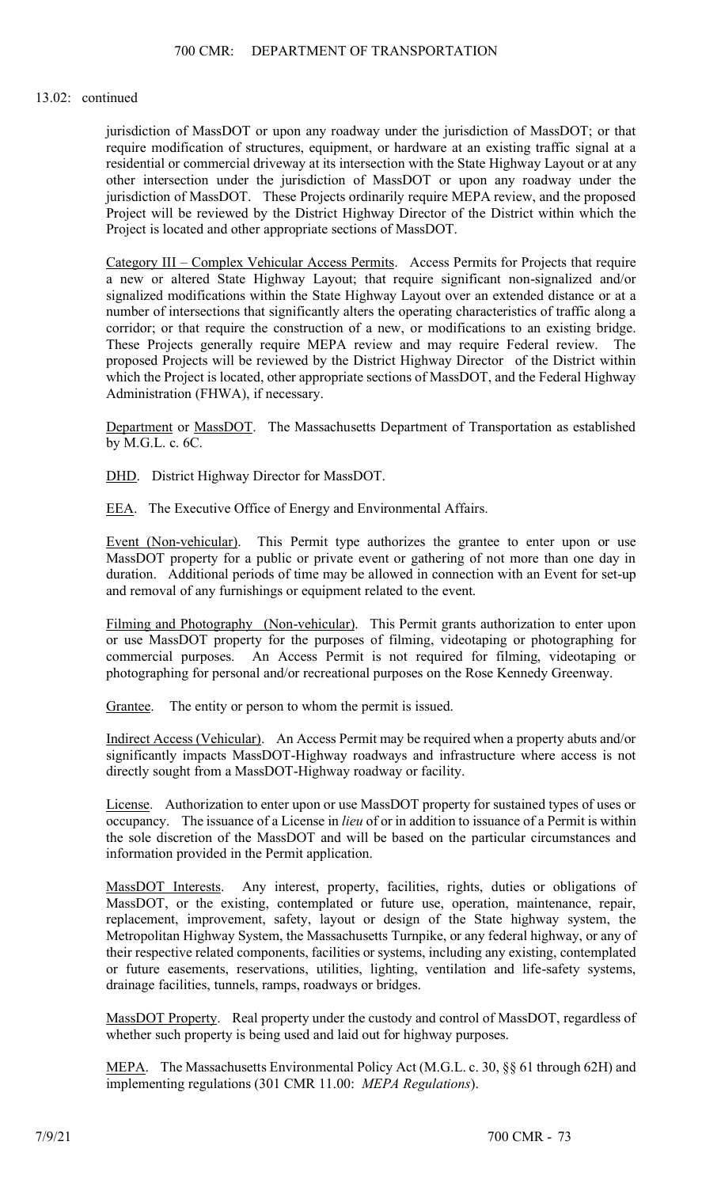13.02: continued

jurisdiction of MassDOT or upon any roadway under the jurisdiction of MassDOT; or that require modification of structures, equipment, or hardware at an existing traffic signal at a residential or commercial driveway at its intersection with the State Highway Layout or at any other intersection under the jurisdiction of MassDOT or upon any roadway under the jurisdiction of MassDOT. These Projects ordinarily require MEPA review, and the proposed Project will be reviewed by the District Highway Director of the District within which the Project is located and other appropriate sections of MassDOT.

Category III – Complex Vehicular Access Permits. Access Permits for Projects that require a new or altered State Highway Layout; that require significant non-signalized and/or signalized modifications within the State Highway Layout over an extended distance or at a number of intersections that significantly alters the operating characteristics of traffic along a corridor; or that require the construction of a new, or modifications to an existing bridge. These Projects generally require MEPA review and may require Federal review. The proposed Projects will be reviewed by the District Highway Director of the District within which the Project is located, other appropriate sections of MassDOT, and the Federal Highway Administration (FHWA), if necessary.

Department or MassDOT. The Massachusetts Department of Transportation as established by M.G.L. c. 6C.

DHD. District Highway Director for MassDOT.

EEA. The Executive Office of Energy and Environmental Affairs.

Event (Non-vehicular). This Permit type authorizes the grantee to enter upon or use MassDOT property for a public or private event or gathering of not more than one day in duration. Additional periods of time may be allowed in connection with an Event for set-up and removal of any furnishings or equipment related to the event.

Filming and Photography (Non-vehicular). This Permit grants authorization to enter upon or use MassDOT property for the purposes of filming, videotaping or photographing for commercial purposes. An Access Permit is not required for filming, videotaping or photographing for personal and/or recreational purposes on the Rose Kennedy Greenway.

Grantee. The entity or person to whom the permit is issued.

Indirect Access (Vehicular). An Access Permit may be required when a property abuts and/or significantly impacts MassDOT-Highway roadways and infrastructure where access is not directly sought from a MassDOT-Highway roadway or facility.

License. Authorization to enter upon or use MassDOT property for sustained types of uses or occupancy. The issuance of a License in *lieu* of or in addition to issuance of a Permit is within the sole discretion of the MassDOT and will be based on the particular circumstances and information provided in the Permit application.

MassDOT Interests. Any interest, property, facilities, rights, duties or obligations of MassDOT, or the existing, contemplated or future use, operation, maintenance, repair, replacement, improvement, safety, layout or design of the State highway system, the Metropolitan Highway System, the Massachusetts Turnpike, or any federal highway, or any of their respective related components, facilities or systems, including any existing, contemplated or future easements, reservations, utilities, lighting, ventilation and life-safety systems, drainage facilities, tunnels, ramps, roadways or bridges.

MassDOT Property. Real property under the custody and control of MassDOT, regardless of whether such property is being used and laid out for highway purposes.

MEPA. The Massachusetts Environmental Policy Act (M.G.L. c. 30, §§ 61 through 62H) and implementing regulations (301 CMR 11.00: *MEPA Regulations*).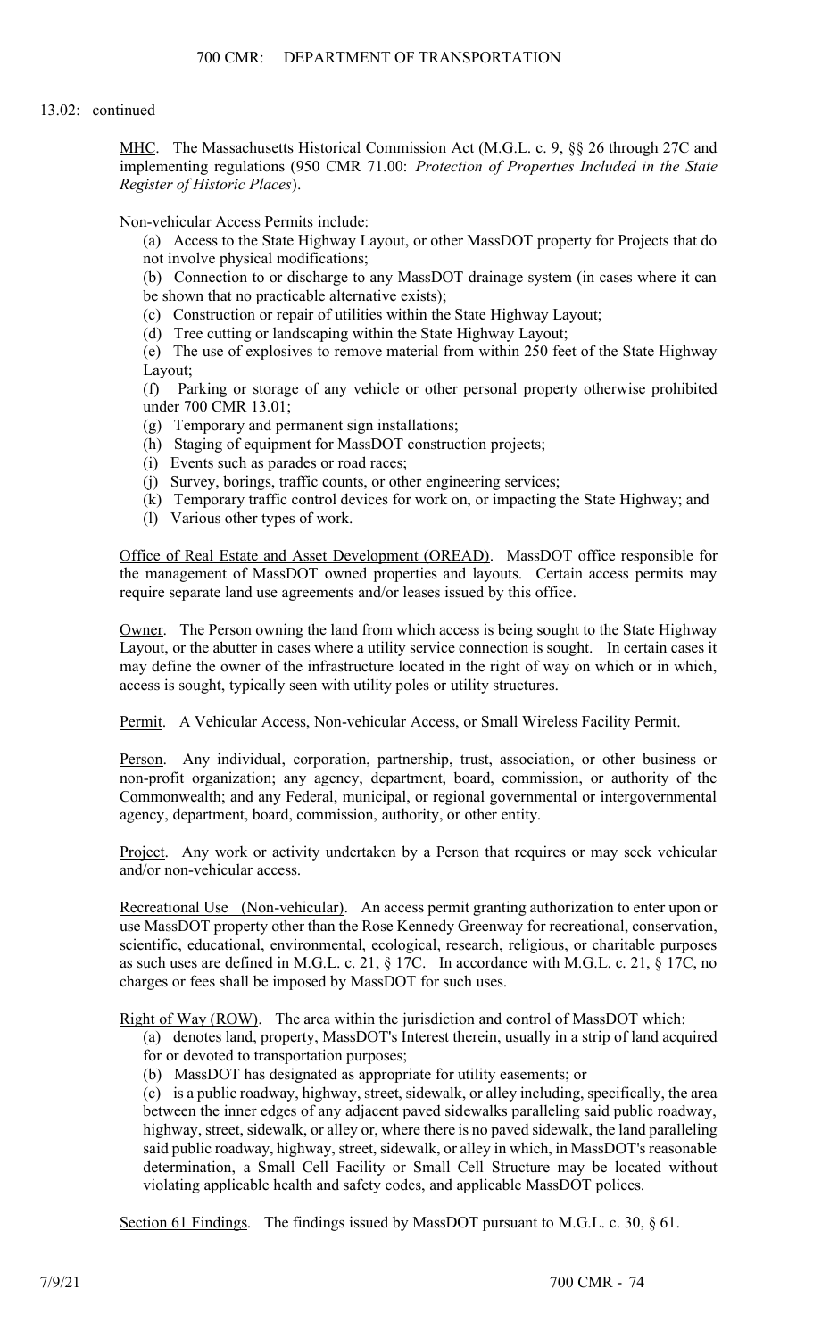13.02: continued

<u>MHC</u>. The Massachusetts Historical Commission Act (M.G.L. c. 9, §§ 26 through 27C and implementing regulations (950 CMR 71.00: *Protection of Properties Included in the State Register of Historic Places*).

<u>Non-vehicular Access Permits</u> include:

(a) Access to the State Highway Layout, or other MassDOT property for Projects that do not involve physical modifications;
(b) Connection to or discharge to any MassDOT drainage system (in cases where it can be shown that no practicable alternative exists);
(c) Construction or repair of utilities within the State Highway Layout;
(d) Tree cutting or landscaping within the State Highway Layout;
(e) The use of explosives to remove material from within 250 feet of the State Highway Layout;
(f) Parking or storage of any vehicle or other personal property otherwise prohibited under 700 CMR 13.01;
(g) Temporary and permanent sign installations;
(h) Staging of equipment for MassDOT construction projects;
(i) Events such as parades or road races;
(j) Survey, borings, traffic counts, or other engineering services;
(k) Temporary traffic control devices for work on, or impacting the State Highway; and
(l) Various other types of work.

<u>Office of Real Estate and Asset Development (OREAD)</u>. MassDOT office responsible for the management of MassDOT owned properties and layouts. Certain access permits may require separate land use agreements and/or leases issued by this office.

<u>Owner</u>. The Person owning the land from which access is being sought to the State Highway Layout, or the abutter in cases where a utility service connection is sought. In certain cases it may define the owner of the infrastructure located in the right of way on which or in which, access is sought, typically seen with utility poles or utility structures.

<u>Permit</u>. A Vehicular Access, Non-vehicular Access, or Small Wireless Facility Permit.

<u>Person</u>. Any individual, corporation, partnership, trust, association, or other business or non-profit organization; any agency, department, board, commission, or authority of the Commonwealth; and any Federal, municipal, or regional governmental or intergovernmental agency, department, board, commission, authority, or other entity.

<u>Project</u>. Any work or activity undertaken by a Person that requires or may seek vehicular and/or non-vehicular access.

<u>Recreational Use (Non-vehicular)</u>. An access permit granting authorization to enter upon or use MassDOT property other than the Rose Kennedy Greenway for recreational, conservation, scientific, educational, environmental, ecological, research, religious, or charitable purposes as such uses are defined in M.G.L. c. 21, § 17C. In accordance with M.G.L. c. 21, § 17C, no charges or fees shall be imposed by MassDOT for such uses.

<u>Right of Way (ROW)</u>. The area within the jurisdiction and control of MassDOT which:

(a) denotes land, property, MassDOT's Interest therein, usually in a strip of land acquired for or devoted to transportation purposes;
(b) MassDOT has designated as appropriate for utility easements; or
(c) is a public roadway, highway, street, sidewalk, or alley including, specifically, the area between the inner edges of any adjacent paved sidewalks paralleling said public roadway, highway, street, sidewalk, or alley or, where there is no paved sidewalk, the land paralleling said public roadway, highway, street, sidewalk, or alley in which, in MassDOT's reasonable determination, a Small Cell Facility or Small Cell Structure may be located without violating applicable health and safety codes, and applicable MassDOT polices.

<u>Section 61 Findings</u>. The findings issued by MassDOT pursuant to M.G.L. c. 30, § 61.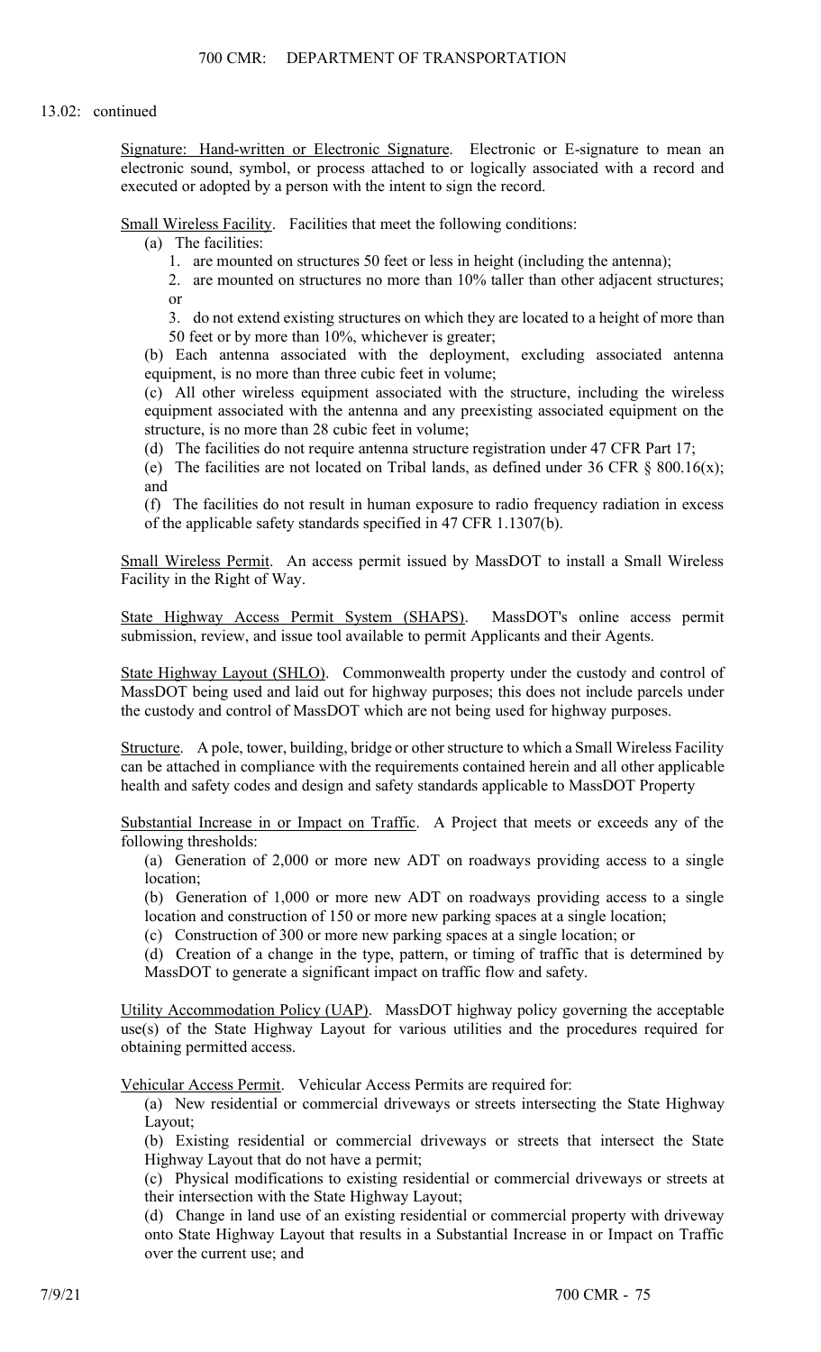13.02: continued

Signature: Hand-written or Electronic Signature. Electronic or E-signature to mean an electronic sound, symbol, or process attached to or logically associated with a record and executed or adopted by a person with the intent to sign the record.

Small Wireless Facility. Facilities that meet the following conditions:

(a) The facilities:

1. are mounted on structures 50 feet or less in height (including the antenna);

2. are mounted on structures no more than 10% taller than other adjacent structures; or

3. do not extend existing structures on which they are located to a height of more than 50 feet or by more than 10%, whichever is greater;

(b) Each antenna associated with the deployment, excluding associated antenna equipment, is no more than three cubic feet in volume;

(c) All other wireless equipment associated with the structure, including the wireless equipment associated with the antenna and any preexisting associated equipment on the structure, is no more than 28 cubic feet in volume;

(d) The facilities do not require antenna structure registration under 47 CFR Part 17;

(e) The facilities are not located on Tribal lands, as defined under 36 CFR § 800.16(x); and

(f) The facilities do not result in human exposure to radio frequency radiation in excess of the applicable safety standards specified in 47 CFR 1.1307(b).

Small Wireless Permit. An access permit issued by MassDOT to install a Small Wireless Facility in the Right of Way.

State Highway Access Permit System (SHAPS). MassDOT's online access permit submission, review, and issue tool available to permit Applicants and their Agents.

State Highway Layout (SHLO). Commonwealth property under the custody and control of MassDOT being used and laid out for highway purposes; this does not include parcels under the custody and control of MassDOT which are not being used for highway purposes.

Structure. A pole, tower, building, bridge or other structure to which a Small Wireless Facility can be attached in compliance with the requirements contained herein and all other applicable health and safety codes and design and safety standards applicable to MassDOT Property

Substantial Increase in or Impact on Traffic. A Project that meets or exceeds any of the following thresholds:

(a) Generation of 2,000 or more new ADT on roadways providing access to a single location;

(b) Generation of 1,000 or more new ADT on roadways providing access to a single location and construction of 150 or more new parking spaces at a single location;

(c) Construction of 300 or more new parking spaces at a single location; or

(d) Creation of a change in the type, pattern, or timing of traffic that is determined by MassDOT to generate a significant impact on traffic flow and safety.

Utility Accommodation Policy (UAP). MassDOT highway policy governing the acceptable use(s) of the State Highway Layout for various utilities and the procedures required for obtaining permitted access.

Vehicular Access Permit. Vehicular Access Permits are required for:

(a) New residential or commercial driveways or streets intersecting the State Highway Layout;

(b) Existing residential or commercial driveways or streets that intersect the State Highway Layout that do not have a permit;

(c) Physical modifications to existing residential or commercial driveways or streets at their intersection with the State Highway Layout;

(d) Change in land use of an existing residential or commercial property with driveway onto State Highway Layout that results in a Substantial Increase in or Impact on Traffic over the current use; and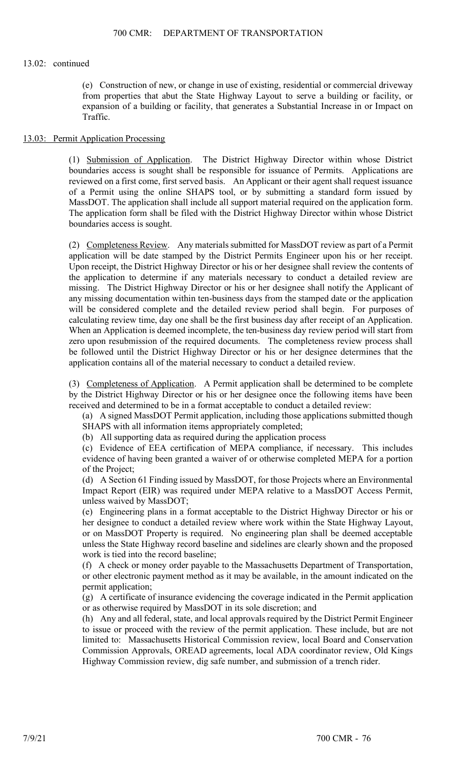13.02: continued

(e) Construction of new, or change in use of existing, residential or commercial driveway from properties that abut the State Highway Layout to serve a building or facility, or expansion of a building or facility, that generates a Substantial Increase in or Impact on Traffic.

## 13.03: Permit Application Processing

(1) Submission of Application. The District Highway Director within whose District boundaries access is sought shall be responsible for issuance of Permits. Applications are reviewed on a first come, first served basis. An Applicant or their agent shall request issuance of a Permit using the online SHAPS tool, or by submitting a standard form issued by MassDOT. The application shall include all support material required on the application form. The application form shall be filed with the District Highway Director within whose District boundaries access is sought.

(2) Completeness Review. Any materials submitted for MassDOT review as part of a Permit application will be date stamped by the District Permits Engineer upon his or her receipt. Upon receipt, the District Highway Director or his or her designee shall review the contents of the application to determine if any materials necessary to conduct a detailed review are missing. The District Highway Director or his or her designee shall notify the Applicant of any missing documentation within ten-business days from the stamped date or the application will be considered complete and the detailed review period shall begin. For purposes of calculating review time, day one shall be the first business day after receipt of an Application. When an Application is deemed incomplete, the ten-business day review period will start from zero upon resubmission of the required documents. The completeness review process shall be followed until the District Highway Director or his or her designee determines that the application contains all of the material necessary to conduct a detailed review.

(3) Completeness of Application. A Permit application shall be determined to be complete by the District Highway Director or his or her designee once the following items have been received and determined to be in a format acceptable to conduct a detailed review:

(a) A signed MassDOT Permit application, including those applications submitted though SHAPS with all information items appropriately completed;

(b) All supporting data as required during the application process

(c) Evidence of EEA certification of MEPA compliance, if necessary. This includes evidence of having been granted a waiver of or otherwise completed MEPA for a portion of the Project;

(d) A Section 61 Finding issued by MassDOT, for those Projects where an Environmental Impact Report (EIR) was required under MEPA relative to a MassDOT Access Permit, unless waived by MassDOT;

(e) Engineering plans in a format acceptable to the District Highway Director or his or her designee to conduct a detailed review where work within the State Highway Layout, or on MassDOT Property is required. No engineering plan shall be deemed acceptable unless the State Highway record baseline and sidelines are clearly shown and the proposed work is tied into the record baseline;

(f) A check or money order payable to the Massachusetts Department of Transportation, or other electronic payment method as it may be available, in the amount indicated on the permit application;

(g) A certificate of insurance evidencing the coverage indicated in the Permit application or as otherwise required by MassDOT in its sole discretion; and

(h) Any and all federal, state, and local approvals required by the District Permit Engineer to issue or proceed with the review of the permit application. These include, but are not limited to: Massachusetts Historical Commission review, local Board and Conservation Commission Approvals, OREAD agreements, local ADA coordinator review, Old Kings Highway Commission review, dig safe number, and submission of a trench rider.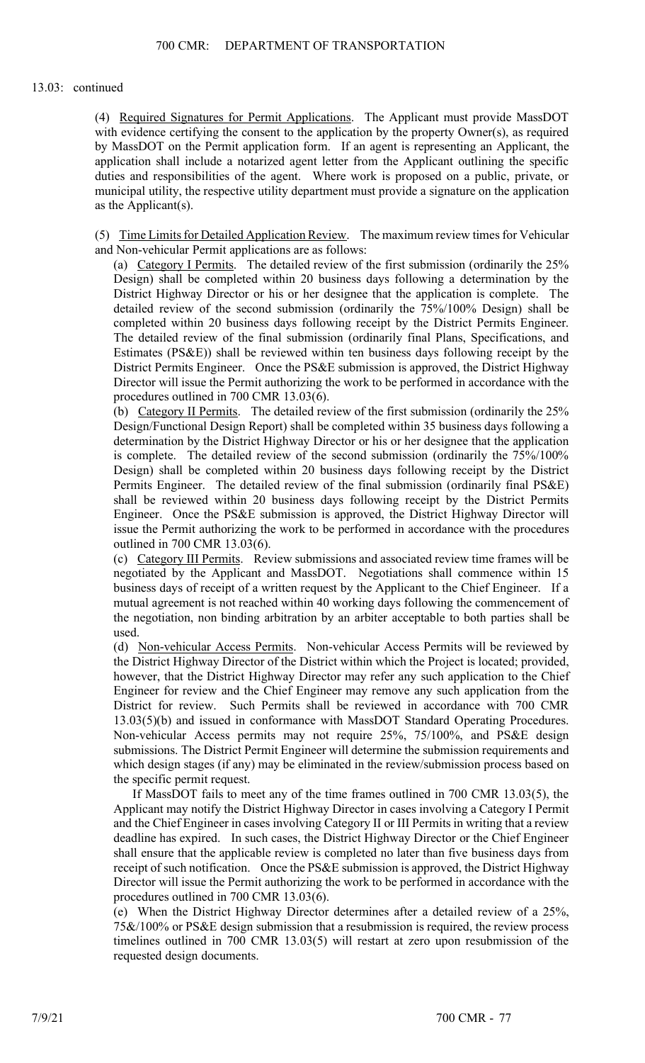13.03: continued

(4) Required Signatures for Permit Applications. The Applicant must provide MassDOT with evidence certifying the consent to the application by the property Owner(s), as required by MassDOT on the Permit application form. If an agent is representing an Applicant, the application shall include a notarized agent letter from the Applicant outlining the specific duties and responsibilities of the agent. Where work is proposed on a public, private, or municipal utility, the respective utility department must provide a signature on the application as the Applicant(s).

(5) Time Limits for Detailed Application Review. The maximum review times for Vehicular and Non-vehicular Permit applications are as follows:

(a) Category I Permits. The detailed review of the first submission (ordinarily the 25% Design) shall be completed within 20 business days following a determination by the District Highway Director or his or her designee that the application is complete. The detailed review of the second submission (ordinarily the 75%/100% Design) shall be completed within 20 business days following receipt by the District Permits Engineer. The detailed review of the final submission (ordinarily final Plans, Specifications, and Estimates (PS&E)) shall be reviewed within ten business days following receipt by the District Permits Engineer. Once the PS&E submission is approved, the District Highway Director will issue the Permit authorizing the work to be performed in accordance with the procedures outlined in 700 CMR 13.03(6).

(b) Category II Permits. The detailed review of the first submission (ordinarily the 25% Design/Functional Design Report) shall be completed within 35 business days following a determination by the District Highway Director or his or her designee that the application is complete. The detailed review of the second submission (ordinarily the 75%/100% Design) shall be completed within 20 business days following receipt by the District Permits Engineer. The detailed review of the final submission (ordinarily final PS&E) shall be reviewed within 20 business days following receipt by the District Permits Engineer. Once the PS&E submission is approved, the District Highway Director will issue the Permit authorizing the work to be performed in accordance with the procedures outlined in 700 CMR 13.03(6).

(c) Category III Permits. Review submissions and associated review time frames will be negotiated by the Applicant and MassDOT. Negotiations shall commence within 15 business days of receipt of a written request by the Applicant to the Chief Engineer. If a mutual agreement is not reached within 40 working days following the commencement of the negotiation, non binding arbitration by an arbiter acceptable to both parties shall be used.

(d) Non-vehicular Access Permits. Non-vehicular Access Permits will be reviewed by the District Highway Director of the District within which the Project is located; provided, however, that the District Highway Director may refer any such application to the Chief Engineer for review and the Chief Engineer may remove any such application from the District for review. Such Permits shall be reviewed in accordance with 700 CMR 13.03(5)(b) and issued in conformance with MassDOT Standard Operating Procedures. Non-vehicular Access permits may not require 25%, 75/100%, and PS&E design submissions. The District Permit Engineer will determine the submission requirements and which design stages (if any) may be eliminated in the review/submission process based on the specific permit request.

If MassDOT fails to meet any of the time frames outlined in 700 CMR 13.03(5), the Applicant may notify the District Highway Director in cases involving a Category I Permit and the Chief Engineer in cases involving Category II or III Permits in writing that a review deadline has expired. In such cases, the District Highway Director or the Chief Engineer shall ensure that the applicable review is completed no later than five business days from receipt of such notification. Once the PS&E submission is approved, the District Highway Director will issue the Permit authorizing the work to be performed in accordance with the procedures outlined in 700 CMR 13.03(6).

(e) When the District Highway Director determines after a detailed review of a 25%, 75&/100% or PS&E design submission that a resubmission is required, the review process timelines outlined in 700 CMR 13.03(5) will restart at zero upon resubmission of the requested design documents.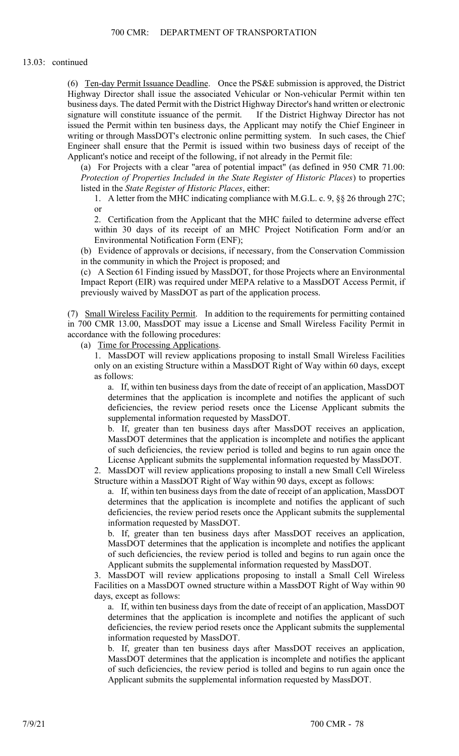13.03: continued

(6) Ten-day Permit Issuance Deadline. Once the PS&E submission is approved, the District Highway Director shall issue the associated Vehicular or Non-vehicular Permit within ten business days. The dated Permit with the District Highway Director's hand written or electronic signature will constitute issuance of the permit. If the District Highway Director has not issued the Permit within ten business days, the Applicant may notify the Chief Engineer in writing or through MassDOT's electronic online permitting system. In such cases, the Chief Engineer shall ensure that the Permit is issued within two business days of receipt of the Applicant's notice and receipt of the following, if not already in the Permit file:

(a) For Projects with a clear "area of potential impact" (as defined in 950 CMR 71.00: *Protection of Properties Included in the State Register of Historic Places*) to properties listed in the *State Register of Historic Places*, either:

1. A letter from the MHC indicating compliance with M.G.L. c. 9, §§ 26 through 27C; or

2. Certification from the Applicant that the MHC failed to determine adverse effect within 30 days of its receipt of an MHC Project Notification Form and/or an Environmental Notification Form (ENF);

(b) Evidence of approvals or decisions, if necessary, from the Conservation Commission in the community in which the Project is proposed; and

(c) A Section 61 Finding issued by MassDOT, for those Projects where an Environmental Impact Report (EIR) was required under MEPA relative to a MassDOT Access Permit, if previously waived by MassDOT as part of the application process.

(7) Small Wireless Facility Permit. In addition to the requirements for permitting contained in 700 CMR 13.00, MassDOT may issue a License and Small Wireless Facility Permit in accordance with the following procedures:

(a) Time for Processing Applications.

1. MassDOT will review applications proposing to install Small Wireless Facilities only on an existing Structure within a MassDOT Right of Way within 60 days, except as follows:

a. If, within ten business days from the date of receipt of an application, MassDOT determines that the application is incomplete and notifies the applicant of such deficiencies, the review period resets once the License Applicant submits the supplemental information requested by MassDOT.

b. If, greater than ten business days after MassDOT receives an application, MassDOT determines that the application is incomplete and notifies the applicant of such deficiencies, the review period is tolled and begins to run again once the License Applicant submits the supplemental information requested by MassDOT.

2. MassDOT will review applications proposing to install a new Small Cell Wireless Structure within a MassDOT Right of Way within 90 days, except as follows:

a. If, within ten business days from the date of receipt of an application, MassDOT determines that the application is incomplete and notifies the applicant of such deficiencies, the review period resets once the Applicant submits the supplemental information requested by MassDOT.

b. If, greater than ten business days after MassDOT receives an application, MassDOT determines that the application is incomplete and notifies the applicant of such deficiencies, the review period is tolled and begins to run again once the Applicant submits the supplemental information requested by MassDOT.

3. MassDOT will review applications proposing to install a Small Cell Wireless Facilities on a MassDOT owned structure within a MassDOT Right of Way within 90 days, except as follows:

a. If, within ten business days from the date of receipt of an application, MassDOT determines that the application is incomplete and notifies the applicant of such deficiencies, the review period resets once the Applicant submits the supplemental information requested by MassDOT.

b. If, greater than ten business days after MassDOT receives an application, MassDOT determines that the application is incomplete and notifies the applicant of such deficiencies, the review period is tolled and begins to run again once the Applicant submits the supplemental information requested by MassDOT.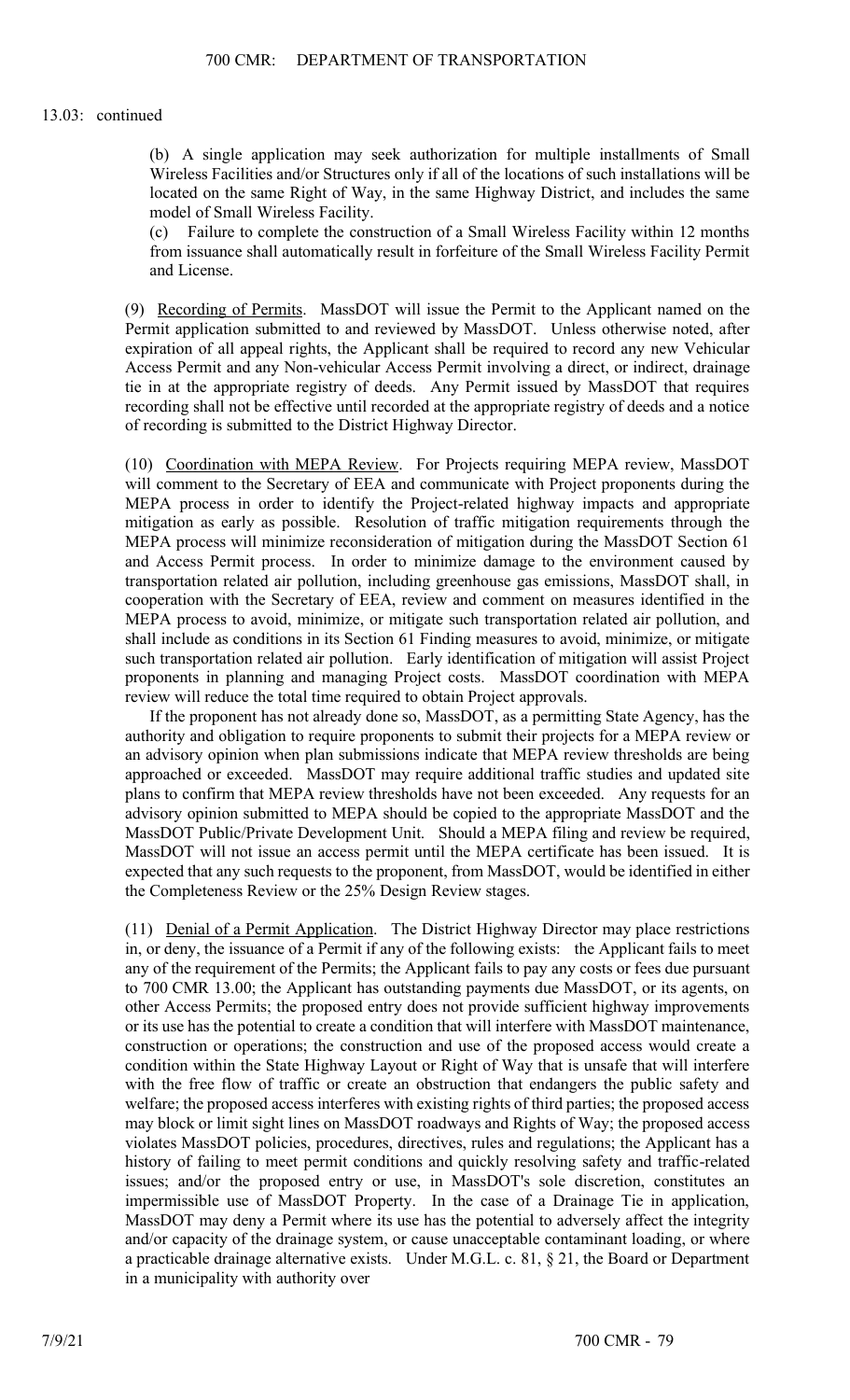13.03: continued

(b) A single application may seek authorization for multiple installments of Small Wireless Facilities and/or Structures only if all of the locations of such installations will be located on the same Right of Way, in the same Highway District, and includes the same model of Small Wireless Facility.

(c) Failure to complete the construction of a Small Wireless Facility within 12 months from issuance shall automatically result in forfeiture of the Small Wireless Facility Permit and License.

(9) Recording of Permits. MassDOT will issue the Permit to the Applicant named on the Permit application submitted to and reviewed by MassDOT. Unless otherwise noted, after expiration of all appeal rights, the Applicant shall be required to record any new Vehicular Access Permit and any Non-vehicular Access Permit involving a direct, or indirect, drainage tie in at the appropriate registry of deeds. Any Permit issued by MassDOT that requires recording shall not be effective until recorded at the appropriate registry of deeds and a notice of recording is submitted to the District Highway Director.

(10) Coordination with MEPA Review. For Projects requiring MEPA review, MassDOT will comment to the Secretary of EEA and communicate with Project proponents during the MEPA process in order to identify the Project-related highway impacts and appropriate mitigation as early as possible. Resolution of traffic mitigation requirements through the MEPA process will minimize reconsideration of mitigation during the MassDOT Section 61 and Access Permit process. In order to minimize damage to the environment caused by transportation related air pollution, including greenhouse gas emissions, MassDOT shall, in cooperation with the Secretary of EEA, review and comment on measures identified in the MEPA process to avoid, minimize, or mitigate such transportation related air pollution, and shall include as conditions in its Section 61 Finding measures to avoid, minimize, or mitigate such transportation related air pollution. Early identification of mitigation will assist Project proponents in planning and managing Project costs. MassDOT coordination with MEPA review will reduce the total time required to obtain Project approvals.

If the proponent has not already done so, MassDOT, as a permitting State Agency, has the authority and obligation to require proponents to submit their projects for a MEPA review or an advisory opinion when plan submissions indicate that MEPA review thresholds are being approached or exceeded. MassDOT may require additional traffic studies and updated site plans to confirm that MEPA review thresholds have not been exceeded. Any requests for an advisory opinion submitted to MEPA should be copied to the appropriate MassDOT and the MassDOT Public/Private Development Unit. Should a MEPA filing and review be required, MassDOT will not issue an access permit until the MEPA certificate has been issued. It is expected that any such requests to the proponent, from MassDOT, would be identified in either the Completeness Review or the 25% Design Review stages.

(11) Denial of a Permit Application. The District Highway Director may place restrictions in, or deny, the issuance of a Permit if any of the following exists: the Applicant fails to meet any of the requirement of the Permits; the Applicant fails to pay any costs or fees due pursuant to 700 CMR 13.00; the Applicant has outstanding payments due MassDOT, or its agents, on other Access Permits; the proposed entry does not provide sufficient highway improvements or its use has the potential to create a condition that will interfere with MassDOT maintenance, construction or operations; the construction and use of the proposed access would create a condition within the State Highway Layout or Right of Way that is unsafe that will interfere with the free flow of traffic or create an obstruction that endangers the public safety and welfare; the proposed access interferes with existing rights of third parties; the proposed access may block or limit sight lines on MassDOT roadways and Rights of Way; the proposed access violates MassDOT policies, procedures, directives, rules and regulations; the Applicant has a history of failing to meet permit conditions and quickly resolving safety and traffic-related issues; and/or the proposed entry or use, in MassDOT's sole discretion, constitutes an impermissible use of MassDOT Property. In the case of a Drainage Tie in application, MassDOT may deny a Permit where its use has the potential to adversely affect the integrity and/or capacity of the drainage system, or cause unacceptable contaminant loading, or where a practicable drainage alternative exists. Under M.G.L. c. 81, § 21, the Board or Department in a municipality with authority over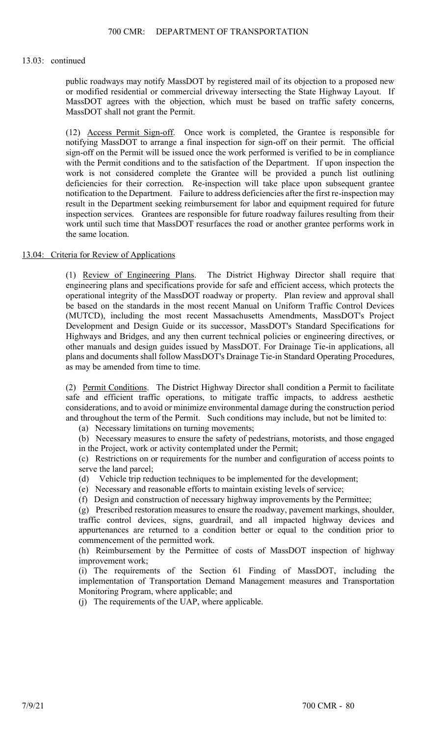13.03: continued

public roadways may notify MassDOT by registered mail of its objection to a proposed new or modified residential or commercial driveway intersecting the State Highway Layout. If MassDOT agrees with the objection, which must be based on traffic safety concerns, MassDOT shall not grant the Permit.

(12) Access Permit Sign-off. Once work is completed, the Grantee is responsible for notifying MassDOT to arrange a final inspection for sign-off on their permit. The official sign-off on the Permit will be issued once the work performed is verified to be in compliance with the Permit conditions and to the satisfaction of the Department. If upon inspection the work is not considered complete the Grantee will be provided a punch list outlining deficiencies for their correction. Re-inspection will take place upon subsequent grantee notification to the Department. Failure to address deficiencies after the first re-inspection may result in the Department seeking reimbursement for labor and equipment required for future inspection services. Grantees are responsible for future roadway failures resulting from their work until such time that MassDOT resurfaces the road or another grantee performs work in the same location.

## 13.04: Criteria for Review of Applications

(1) Review of Engineering Plans. The District Highway Director shall require that engineering plans and specifications provide for safe and efficient access, which protects the operational integrity of the MassDOT roadway or property. Plan review and approval shall be based on the standards in the most recent Manual on Uniform Traffic Control Devices (MUTCD), including the most recent Massachusetts Amendments, MassDOT's Project Development and Design Guide or its successor, MassDOT's Standard Specifications for Highways and Bridges, and any then current technical policies or engineering directives, or other manuals and design guides issued by MassDOT. For Drainage Tie-in applications, all plans and documents shall follow MassDOT's Drainage Tie-in Standard Operating Procedures, as may be amended from time to time.

(2) Permit Conditions. The District Highway Director shall condition a Permit to facilitate safe and efficient traffic operations, to mitigate traffic impacts, to address aesthetic considerations, and to avoid or minimize environmental damage during the construction period and throughout the term of the Permit. Such conditions may include, but not be limited to:

(a) Necessary limitations on turning movements;

(b) Necessary measures to ensure the safety of pedestrians, motorists, and those engaged in the Project, work or activity contemplated under the Permit;

(c) Restrictions on or requirements for the number and configuration of access points to serve the land parcel;

(d) Vehicle trip reduction techniques to be implemented for the development;

(e) Necessary and reasonable efforts to maintain existing levels of service;

(f) Design and construction of necessary highway improvements by the Permittee;

(g) Prescribed restoration measures to ensure the roadway, pavement markings, shoulder, traffic control devices, signs, guardrail, and all impacted highway devices and appurtenances are returned to a condition better or equal to the condition prior to commencement of the permitted work.

(h) Reimbursement by the Permittee of costs of MassDOT inspection of highway improvement work;

(i) The requirements of the Section 61 Finding of MassDOT, including the implementation of Transportation Demand Management measures and Transportation Monitoring Program, where applicable; and

(j) The requirements of the UAP, where applicable.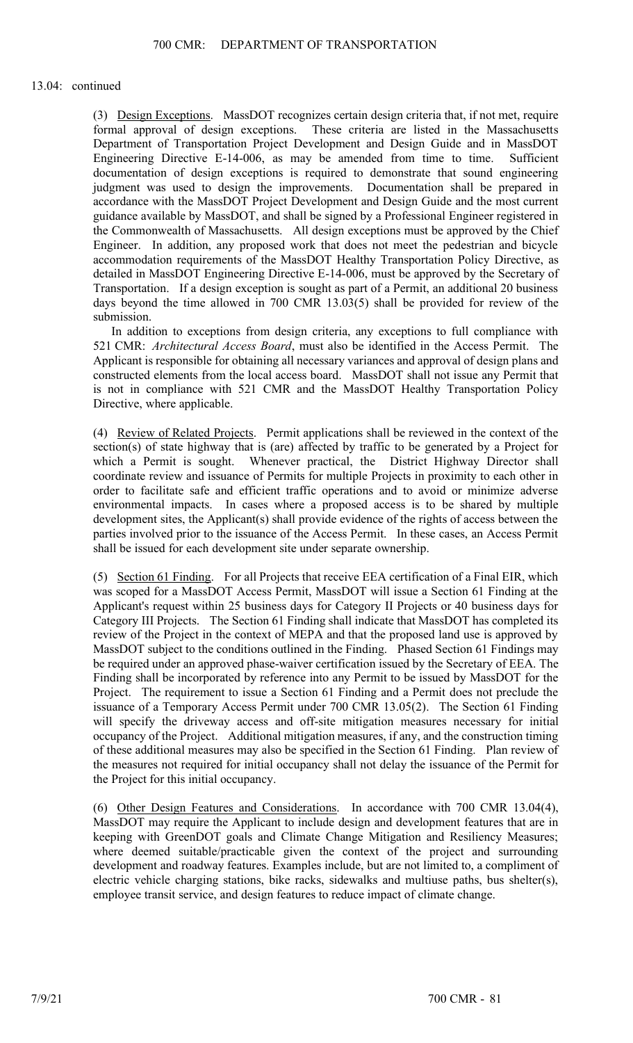13.04: continued

(3) <u>Design Exceptions</u>. MassDOT recognizes certain design criteria that, if not met, require formal approval of design exceptions. These criteria are listed in the Massachusetts Department of Transportation Project Development and Design Guide and in MassDOT Engineering Directive E-14-006, as may be amended from time to time. Sufficient documentation of design exceptions is required to demonstrate that sound engineering judgment was used to design the improvements. Documentation shall be prepared in accordance with the MassDOT Project Development and Design Guide and the most current guidance available by MassDOT, and shall be signed by a Professional Engineer registered in the Commonwealth of Massachusetts. All design exceptions must be approved by the Chief Engineer. In addition, any proposed work that does not meet the pedestrian and bicycle accommodation requirements of the MassDOT Healthy Transportation Policy Directive, as detailed in MassDOT Engineering Directive E-14-006, must be approved by the Secretary of Transportation. If a design exception is sought as part of a Permit, an additional 20 business days beyond the time allowed in 700 CMR 13.03(5) shall be provided for review of the submission.

In addition to exceptions from design criteria, any exceptions to full compliance with 521 CMR: *Architectural Access Board*, must also be identified in the Access Permit. The Applicant is responsible for obtaining all necessary variances and approval of design plans and constructed elements from the local access board. MassDOT shall not issue any Permit that is not in compliance with 521 CMR and the MassDOT Healthy Transportation Policy Directive, where applicable.

(4) <u>Review of Related Projects</u>. Permit applications shall be reviewed in the context of the section(s) of state highway that is (are) affected by traffic to be generated by a Project for which a Permit is sought. Whenever practical, the District Highway Director shall coordinate review and issuance of Permits for multiple Projects in proximity to each other in order to facilitate safe and efficient traffic operations and to avoid or minimize adverse environmental impacts. In cases where a proposed access is to be shared by multiple development sites, the Applicant(s) shall provide evidence of the rights of access between the parties involved prior to the issuance of the Access Permit. In these cases, an Access Permit shall be issued for each development site under separate ownership.

(5) <u>Section 61 Finding</u>. For all Projects that receive EEA certification of a Final EIR, which was scoped for a MassDOT Access Permit, MassDOT will issue a Section 61 Finding at the Applicant's request within 25 business days for Category II Projects or 40 business days for Category III Projects. The Section 61 Finding shall indicate that MassDOT has completed its review of the Project in the context of MEPA and that the proposed land use is approved by MassDOT subject to the conditions outlined in the Finding. Phased Section 61 Findings may be required under an approved phase-waiver certification issued by the Secretary of EEA. The Finding shall be incorporated by reference into any Permit to be issued by MassDOT for the Project. The requirement to issue a Section 61 Finding and a Permit does not preclude the issuance of a Temporary Access Permit under 700 CMR 13.05(2). The Section 61 Finding will specify the driveway access and off-site mitigation measures necessary for initial occupancy of the Project. Additional mitigation measures, if any, and the construction timing of these additional measures may also be specified in the Section 61 Finding. Plan review of the measures not required for initial occupancy shall not delay the issuance of the Permit for the Project for this initial occupancy.

(6) <u>Other Design Features and Considerations</u>. In accordance with 700 CMR 13.04(4), MassDOT may require the Applicant to include design and development features that are in keeping with GreenDOT goals and Climate Change Mitigation and Resiliency Measures; where deemed suitable/practicable given the context of the project and surrounding development and roadway features. Examples include, but are not limited to, a compliment of electric vehicle charging stations, bike racks, sidewalks and multiuse paths, bus shelter(s), employee transit service, and design features to reduce impact of climate change.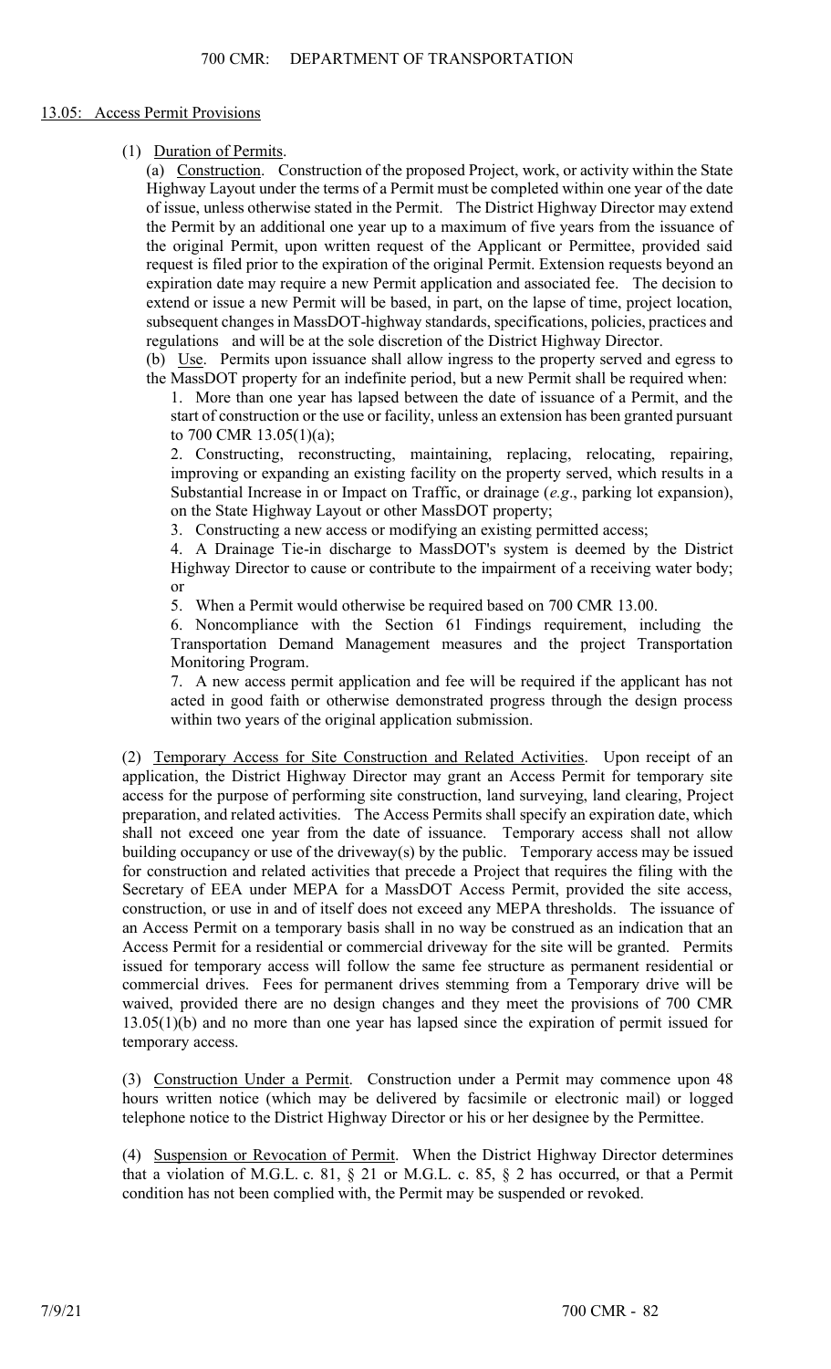## 13.05: Access Permit Provisions

(1) Duration of Permits.

(a) Construction. Construction of the proposed Project, work, or activity within the State Highway Layout under the terms of a Permit must be completed within one year of the date of issue, unless otherwise stated in the Permit. The District Highway Director may extend the Permit by an additional one year up to a maximum of five years from the issuance of the original Permit, upon written request of the Applicant or Permittee, provided said request is filed prior to the expiration of the original Permit. Extension requests beyond an expiration date may require a new Permit application and associated fee. The decision to extend or issue a new Permit will be based, in part, on the lapse of time, project location, subsequent changes in MassDOT-highway standards, specifications, policies, practices and regulations and will be at the sole discretion of the District Highway Director.

(b) Use. Permits upon issuance shall allow ingress to the property served and egress to the MassDOT property for an indefinite period, but a new Permit shall be required when:

1. More than one year has lapsed between the date of issuance of a Permit, and the start of construction or the use or facility, unless an extension has been granted pursuant to 700 CMR 13.05(1)(a);

2. Constructing, reconstructing, maintaining, replacing, relocating, repairing, improving or expanding an existing facility on the property served, which results in a Substantial Increase in or Impact on Traffic, or drainage (*e.g*., parking lot expansion), on the State Highway Layout or other MassDOT property;

3. Constructing a new access or modifying an existing permitted access;

4. A Drainage Tie-in discharge to MassDOT's system is deemed by the District Highway Director to cause or contribute to the impairment of a receiving water body; or

5. When a Permit would otherwise be required based on 700 CMR 13.00.

6. Noncompliance with the Section 61 Findings requirement, including the Transportation Demand Management measures and the project Transportation Monitoring Program.

7. A new access permit application and fee will be required if the applicant has not acted in good faith or otherwise demonstrated progress through the design process within two years of the original application submission.

(2) Temporary Access for Site Construction and Related Activities. Upon receipt of an application, the District Highway Director may grant an Access Permit for temporary site access for the purpose of performing site construction, land surveying, land clearing, Project preparation, and related activities. The Access Permits shall specify an expiration date, which shall not exceed one year from the date of issuance. Temporary access shall not allow building occupancy or use of the driveway(s) by the public. Temporary access may be issued for construction and related activities that precede a Project that requires the filing with the Secretary of EEA under MEPA for a MassDOT Access Permit, provided the site access, construction, or use in and of itself does not exceed any MEPA thresholds. The issuance of an Access Permit on a temporary basis shall in no way be construed as an indication that an Access Permit for a residential or commercial driveway for the site will be granted. Permits issued for temporary access will follow the same fee structure as permanent residential or commercial drives. Fees for permanent drives stemming from a Temporary drive will be waived, provided there are no design changes and they meet the provisions of 700 CMR 13.05(1)(b) and no more than one year has lapsed since the expiration of permit issued for temporary access.

(3) Construction Under a Permit. Construction under a Permit may commence upon 48 hours written notice (which may be delivered by facsimile or electronic mail) or logged telephone notice to the District Highway Director or his or her designee by the Permittee.

(4) Suspension or Revocation of Permit. When the District Highway Director determines that a violation of M.G.L. c. 81, § 21 or M.G.L. c. 85, § 2 has occurred, or that a Permit condition has not been complied with, the Permit may be suspended or revoked.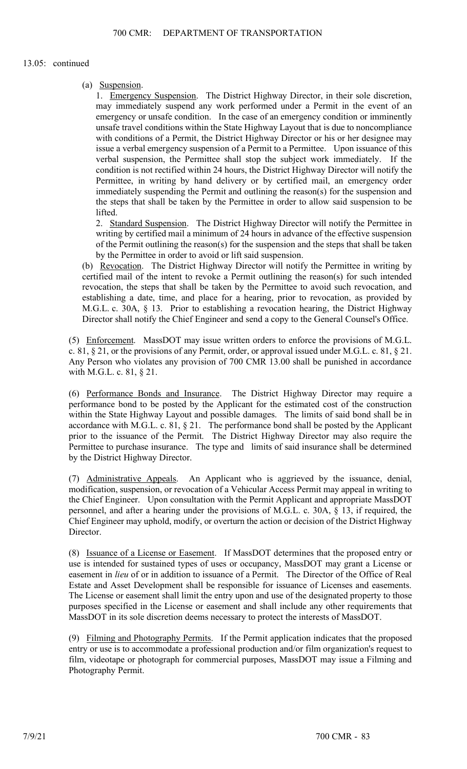13.05: continued

(a) Suspension.

1. Emergency Suspension. The District Highway Director, in their sole discretion, may immediately suspend any work performed under a Permit in the event of an emergency or unsafe condition. In the case of an emergency condition or imminently unsafe travel conditions within the State Highway Layout that is due to noncompliance with conditions of a Permit, the District Highway Director or his or her designee may issue a verbal emergency suspension of a Permit to a Permittee. Upon issuance of this verbal suspension, the Permittee shall stop the subject work immediately. If the condition is not rectified within 24 hours, the District Highway Director will notify the Permittee, in writing by hand delivery or by certified mail, an emergency order immediately suspending the Permit and outlining the reason(s) for the suspension and the steps that shall be taken by the Permittee in order to allow said suspension to be lifted.

2. Standard Suspension. The District Highway Director will notify the Permittee in writing by certified mail a minimum of 24 hours in advance of the effective suspension of the Permit outlining the reason(s) for the suspension and the steps that shall be taken by the Permittee in order to avoid or lift said suspension.

(b) Revocation. The District Highway Director will notify the Permittee in writing by certified mail of the intent to revoke a Permit outlining the reason(s) for such intended revocation, the steps that shall be taken by the Permittee to avoid such revocation, and establishing a date, time, and place for a hearing, prior to revocation, as provided by M.G.L. c. 30A, § 13. Prior to establishing a revocation hearing, the District Highway Director shall notify the Chief Engineer and send a copy to the General Counsel's Office.

(5) Enforcement. MassDOT may issue written orders to enforce the provisions of M.G.L. c. 81, § 21, or the provisions of any Permit, order, or approval issued under M.G.L. c. 81, § 21. Any Person who violates any provision of 700 CMR 13.00 shall be punished in accordance with M.G.L. c. 81, § 21.

(6) Performance Bonds and Insurance. The District Highway Director may require a performance bond to be posted by the Applicant for the estimated cost of the construction within the State Highway Layout and possible damages. The limits of said bond shall be in accordance with M.G.L. c. 81, § 21. The performance bond shall be posted by the Applicant prior to the issuance of the Permit. The District Highway Director may also require the Permittee to purchase insurance. The type and limits of said insurance shall be determined by the District Highway Director.

(7) Administrative Appeals. An Applicant who is aggrieved by the issuance, denial, modification, suspension, or revocation of a Vehicular Access Permit may appeal in writing to the Chief Engineer. Upon consultation with the Permit Applicant and appropriate MassDOT personnel, and after a hearing under the provisions of M.G.L. c. 30A, § 13, if required, the Chief Engineer may uphold, modify, or overturn the action or decision of the District Highway Director.

(8) Issuance of a License or Easement. If MassDOT determines that the proposed entry or use is intended for sustained types of uses or occupancy, MassDOT may grant a License or easement in *lieu* of or in addition to issuance of a Permit. The Director of the Office of Real Estate and Asset Development shall be responsible for issuance of Licenses and easements. The License or easement shall limit the entry upon and use of the designated property to those purposes specified in the License or easement and shall include any other requirements that MassDOT in its sole discretion deems necessary to protect the interests of MassDOT.

(9) Filming and Photography Permits. If the Permit application indicates that the proposed entry or use is to accommodate a professional production and/or film organization's request to film, videotape or photograph for commercial purposes, MassDOT may issue a Filming and Photography Permit.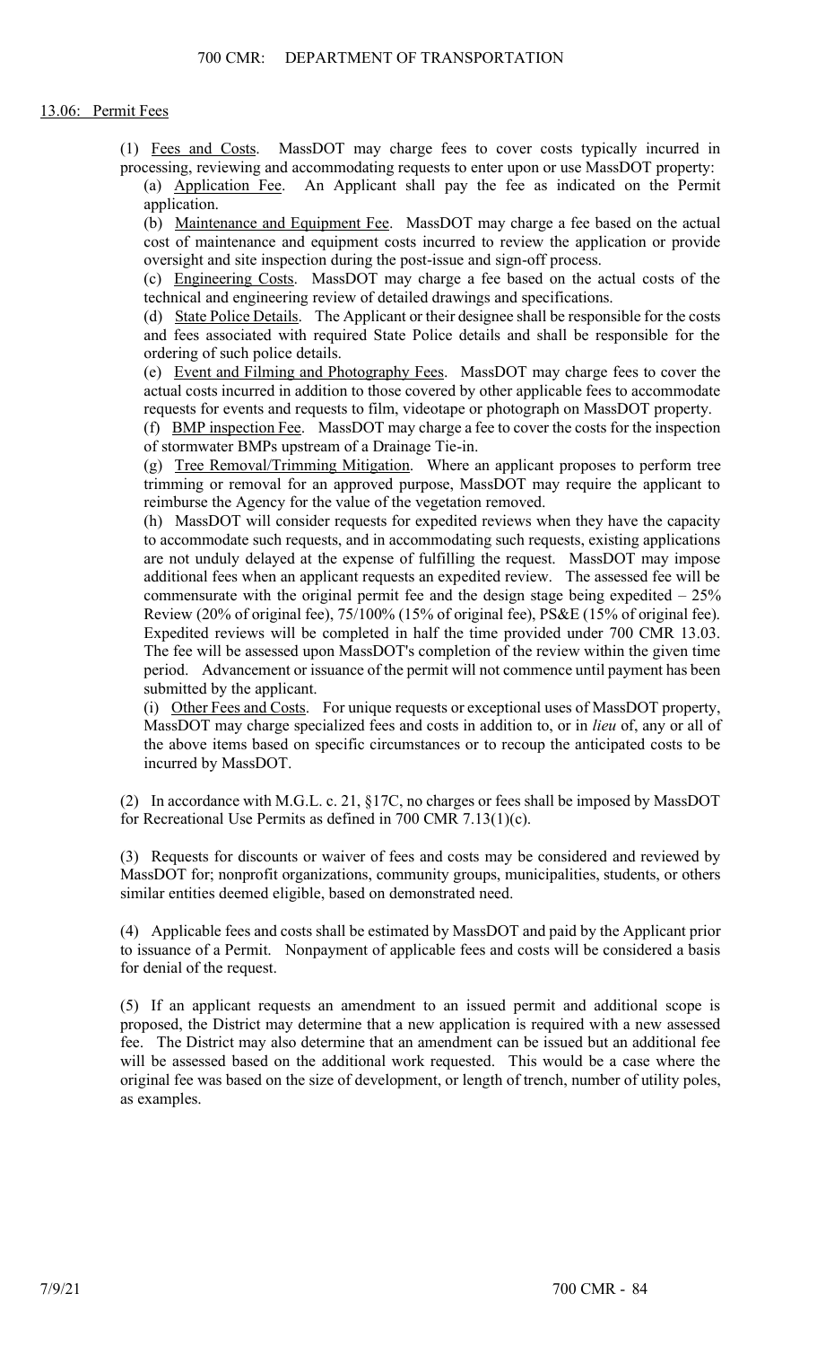## 13.06: Permit Fees

(1) Fees and Costs. MassDOT may charge fees to cover costs typically incurred in processing, reviewing and accommodating requests to enter upon or use MassDOT property:

(a) Application Fee. An Applicant shall pay the fee as indicated on the Permit application.

(b) Maintenance and Equipment Fee. MassDOT may charge a fee based on the actual cost of maintenance and equipment costs incurred to review the application or provide oversight and site inspection during the post-issue and sign-off process.

(c) Engineering Costs. MassDOT may charge a fee based on the actual costs of the technical and engineering review of detailed drawings and specifications.

(d) State Police Details. The Applicant or their designee shall be responsible for the costs and fees associated with required State Police details and shall be responsible for the ordering of such police details.

(e) Event and Filming and Photography Fees. MassDOT may charge fees to cover the actual costs incurred in addition to those covered by other applicable fees to accommodate requests for events and requests to film, videotape or photograph on MassDOT property.

(f) BMP inspection Fee. MassDOT may charge a fee to cover the costs for the inspection of stormwater BMPs upstream of a Drainage Tie-in.

(g) Tree Removal/Trimming Mitigation. Where an applicant proposes to perform tree trimming or removal for an approved purpose, MassDOT may require the applicant to reimburse the Agency for the value of the vegetation removed.

(h) MassDOT will consider requests for expedited reviews when they have the capacity to accommodate such requests, and in accommodating such requests, existing applications are not unduly delayed at the expense of fulfilling the request. MassDOT may impose additional fees when an applicant requests an expedited review. The assessed fee will be commensurate with the original permit fee and the design stage being expedited – 25% Review (20% of original fee), 75/100% (15% of original fee), PS&E (15% of original fee). Expedited reviews will be completed in half the time provided under 700 CMR 13.03. The fee will be assessed upon MassDOT's completion of the review within the given time period. Advancement or issuance of the permit will not commence until payment has been submitted by the applicant.

(i) Other Fees and Costs. For unique requests or exceptional uses of MassDOT property, MassDOT may charge specialized fees and costs in addition to, or in *lieu* of, any or all of the above items based on specific circumstances or to recoup the anticipated costs to be incurred by MassDOT.

(2) In accordance with M.G.L. c. 21, §17C, no charges or fees shall be imposed by MassDOT for Recreational Use Permits as defined in 700 CMR 7.13(1)(c).

(3) Requests for discounts or waiver of fees and costs may be considered and reviewed by MassDOT for; nonprofit organizations, community groups, municipalities, students, or others similar entities deemed eligible, based on demonstrated need.

(4) Applicable fees and costs shall be estimated by MassDOT and paid by the Applicant prior to issuance of a Permit. Nonpayment of applicable fees and costs will be considered a basis for denial of the request.

(5) If an applicant requests an amendment to an issued permit and additional scope is proposed, the District may determine that a new application is required with a new assessed fee. The District may also determine that an amendment can be issued but an additional fee will be assessed based on the additional work requested. This would be a case where the original fee was based on the size of development, or length of trench, number of utility poles, as examples.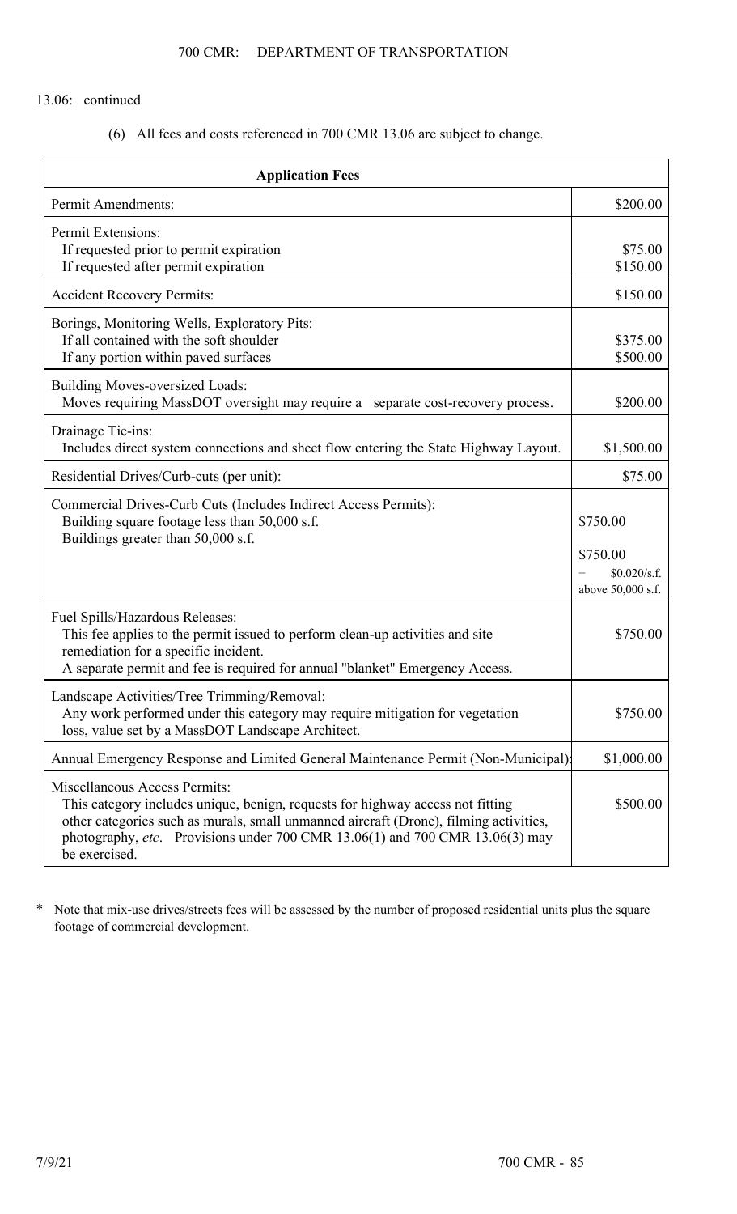13.06: continued

(6) All fees and costs referenced in 700 CMR 13.06 are subject to change.

| Application Fees | |
|---|---|
| Permit Amendments: | \$200.00 |
| Permit Extensions:<br>If requested prior to permit expiration<br>If requested after permit expiration | <br>\$75.00<br>\$150.00 |
| Accident Recovery Permits: | \$150.00 |
| Borings, Monitoring Wells, Exploratory Pits:<br>If all contained with the soft shoulder<br>If any portion within paved surfaces | <br>\$375.00<br>\$500.00 |
| Building Moves-oversized Loads:<br>Moves requiring MassDOT oversight may require a separate cost-recovery process. | \$200.00 |
| Drainage Tie-ins:<br>Includes direct system connections and sheet flow entering the State Highway Layout. | \$1,500.00 |
| Residential Drives/Curb-cuts (per unit): | \$75.00 |
| Commercial Drives-Curb Cuts (Includes Indirect Access Permits):<br>Building square footage less than 50,000 s.f.<br>Buildings greater than 50,000 s.f. | <br>\$750.00<br>\$750.00 + \$0.020/s.f. above 50,000 s.f. |
| Fuel Spills/Hazardous Releases:<br>This fee applies to the permit issued to perform clean-up activities and site remediation for a specific incident.<br>A separate permit and fee is required for annual "blanket" Emergency Access. | \$750.00 |
| Landscape Activities/Tree Trimming/Removal:<br>Any work performed under this category may require mitigation for vegetation loss, value set by a MassDOT Landscape Architect. | \$750.00 |
| Annual Emergency Response and Limited General Maintenance Permit (Non-Municipal): | \$1,000.00 |
| Miscellaneous Access Permits:<br>This category includes unique, benign, requests for highway access not fitting other categories such as murals, small unmanned aircraft (Drone), filming activities, photography, *etc*. Provisions under 700 CMR 13.06(1) and 700 CMR 13.06(3) may be exercised. | \$500.00 |

\* Note that mix-use drives/streets fees will be assessed by the number of proposed residential units plus the square footage of commercial development.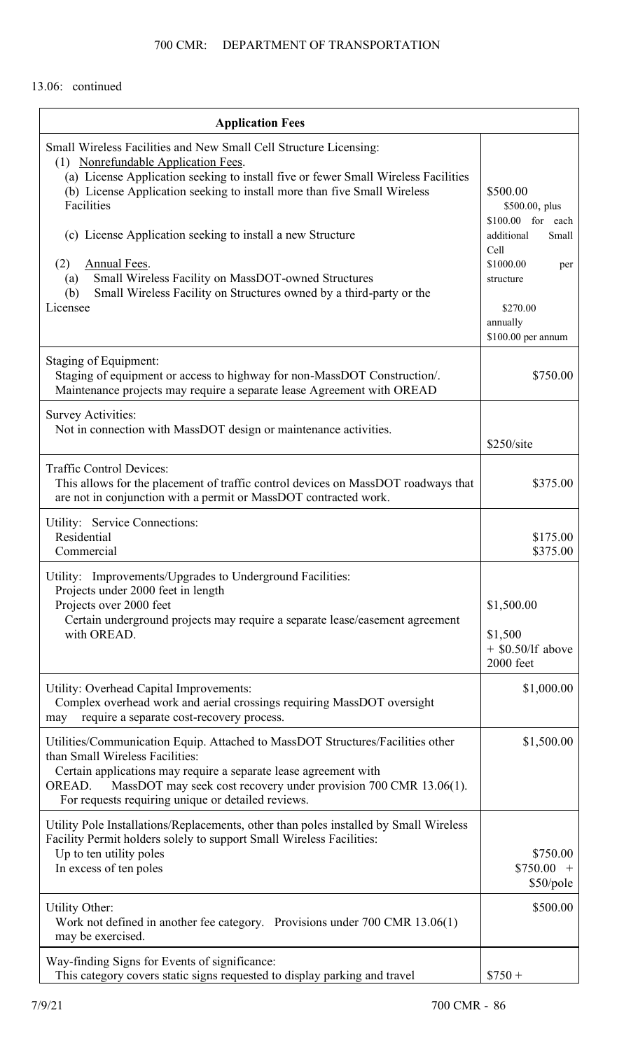13.06: continued

| Application Fees | |
|---|---|
| Small Wireless Facilities and New Small Cell Structure Licensing:<br>(1) Nonrefundable Application Fees.<br>(a) License Application seeking to install five or fewer Small Wireless Facilities<br>(b) License Application seeking to install more than five Small Wireless Facilities<br><br>(c) License Application seeking to install a new Structure<br><br>(2) Annual Fees.<br>(a) Small Wireless Facility on MassDOT-owned Structures<br>(b) Small Wireless Facility on Structures owned by a third-party or the Licensee | <br><br><br>\$500.00<br>\$500.00, plus \$100.00 for each additional Small Cell<br>\$1000.00 per structure<br><br>\$270.00 annually<br>\$100.00 per annum |
| Staging of Equipment:<br>Staging of equipment or access to highway for non-MassDOT Construction/. Maintenance projects may require a separate lease Agreement with OREAD | \$750.00 |
| Survey Activities:<br>Not in connection with MassDOT design or maintenance activities. | \$250/site |
| Traffic Control Devices:<br>This allows for the placement of traffic control devices on MassDOT roadways that are not in conjunction with a permit or MassDOT contracted work. | \$375.00 |
| Utility: Service Connections:<br>Residential<br>Commercial | <br>\$175.00<br>\$375.00 |
| Utility: Improvements/Upgrades to Underground Facilities:<br>Projects under 2000 feet in length<br>Projects over 2000 feet<br>Certain underground projects may require a separate lease/easement agreement with OREAD. | <br>\$1,500.00<br><br>\$1,500 + \$0.50/lf above 2000 feet |
| Utility: Overhead Capital Improvements:<br>Complex overhead work and aerial crossings requiring MassDOT oversight may require a separate cost-recovery process. | \$1,000.00 |
| Utilities/Communication Equip. Attached to MassDOT Structures/Facilities other than Small Wireless Facilities:<br>Certain applications may require a separate lease agreement with OREAD. MassDOT may seek cost recovery under provision 700 CMR 13.06(1). For requests requiring unique or detailed reviews. | \$1,500.00 |
| Utility Pole Installations/Replacements, other than poles installed by Small Wireless Facility Permit holders solely to support Small Wireless Facilities:<br>Up to ten utility poles<br>In excess of ten poles | <br><br>\$750.00<br>\$750.00 + \$50/pole |
| Utility Other:<br>Work not defined in another fee category. Provisions under 700 CMR 13.06(1) may be exercised. | \$500.00 |
| Way-finding Signs for Events of significance:<br>This category covers static signs requested to display parking and travel | \$750 + |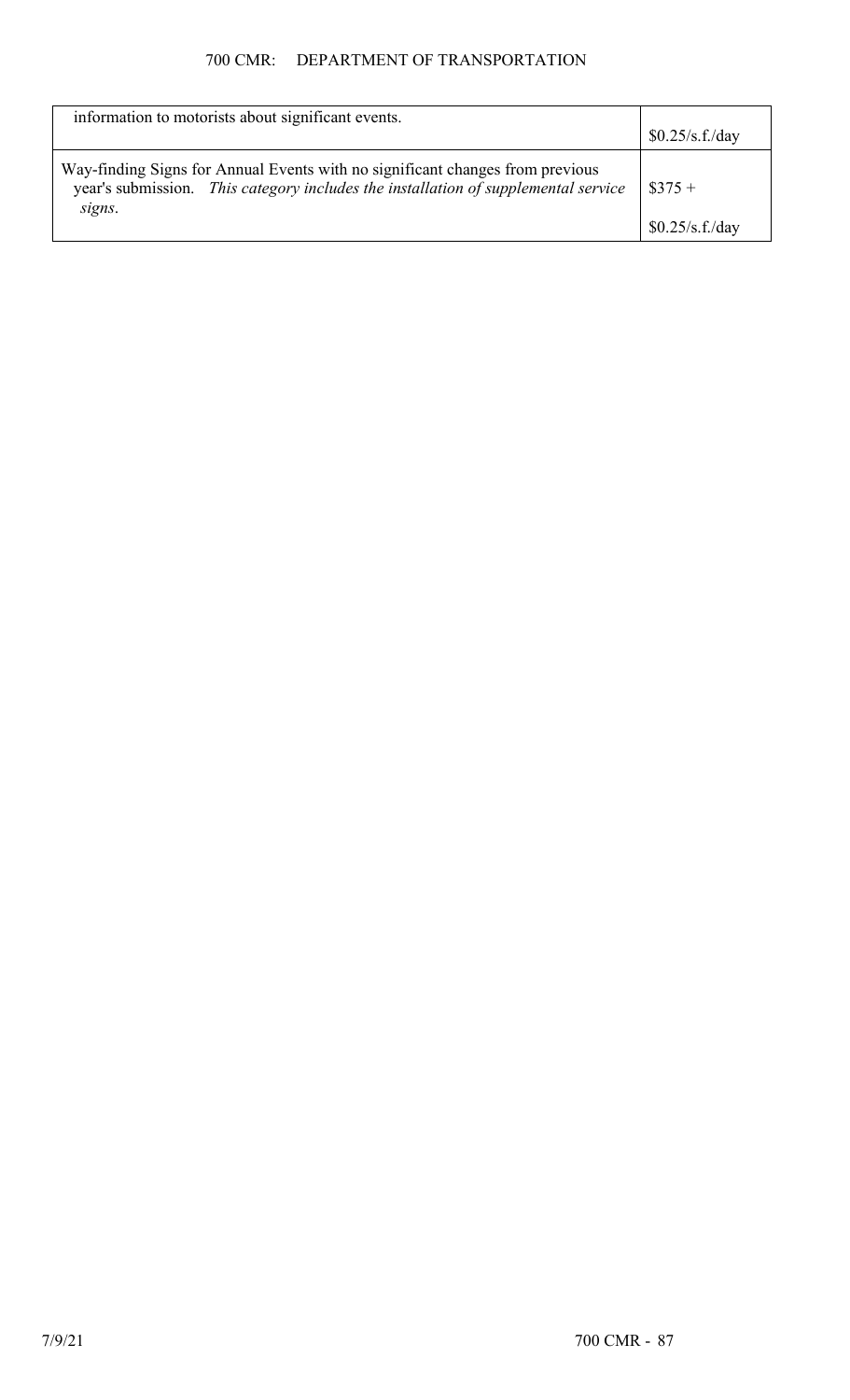| | |
|---|---|
| information to motorists about significant events. | \$0.25/s.f./day |
| Way-finding Signs for Annual Events with no significant changes from previous year's submission. *This category includes the installation of supplemental service signs*. | \$375 + \$0.25/s.f./day |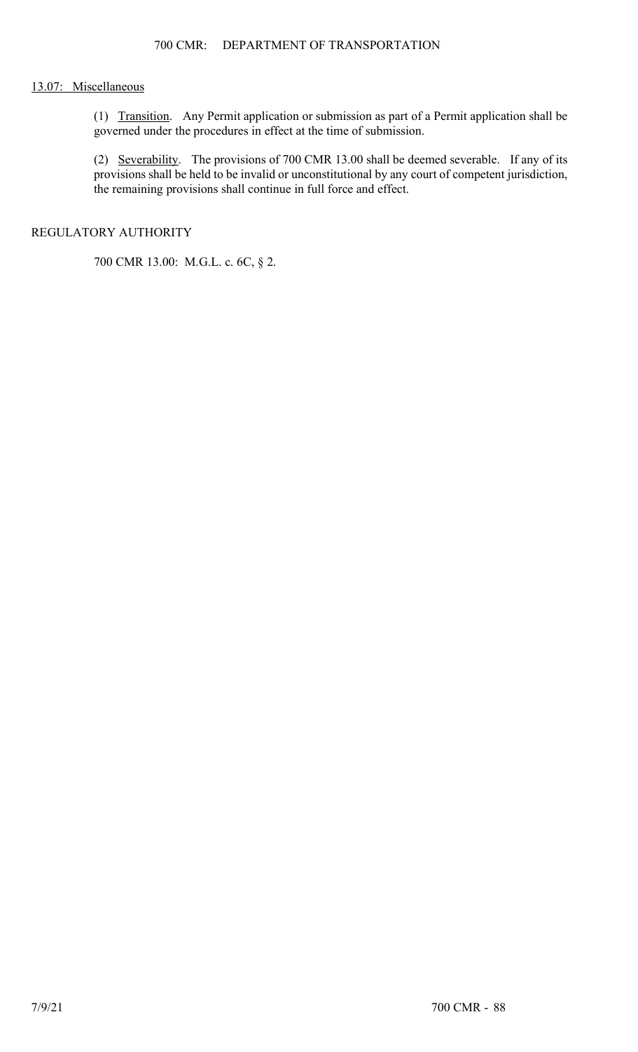## 13.07: Miscellaneous

(1) Transition. Any Permit application or submission as part of a Permit application shall be governed under the procedures in effect at the time of submission.

(2) Severability. The provisions of 700 CMR 13.00 shall be deemed severable. If any of its provisions shall be held to be invalid or unconstitutional by any court of competent jurisdiction, the remaining provisions shall continue in full force and effect.

## REGULATORY AUTHORITY

700 CMR 13.00: M.G.L. c. 6C, § 2.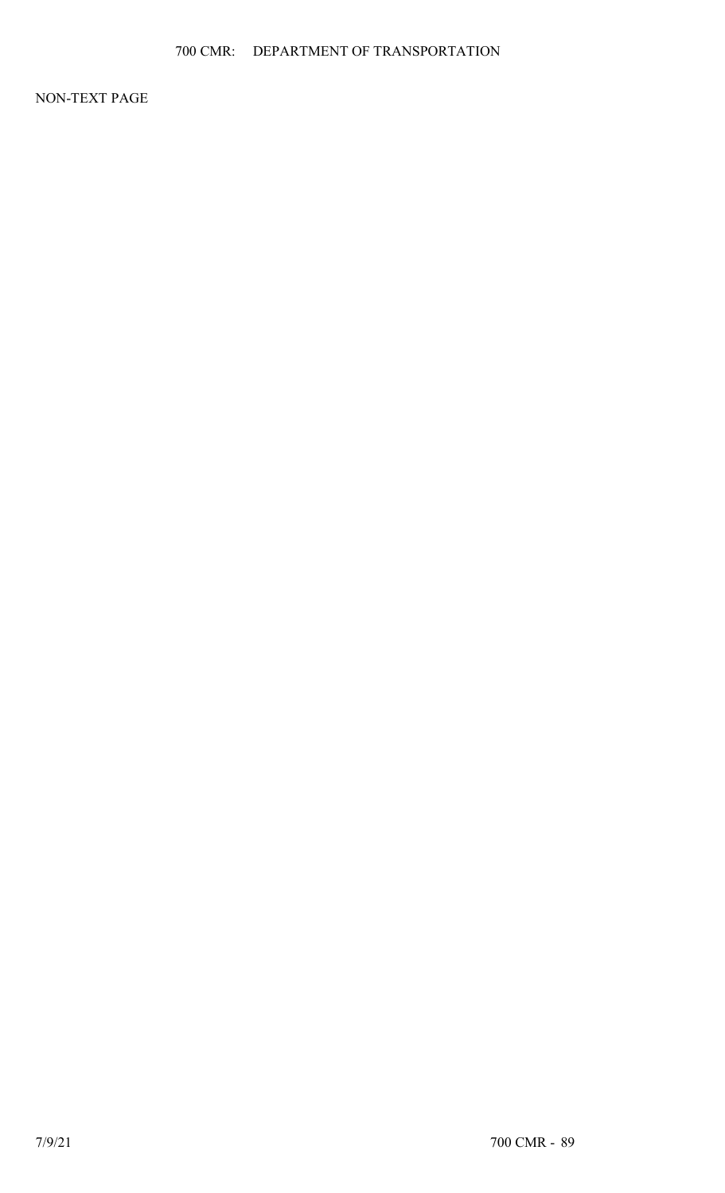NON-TEXT PAGE